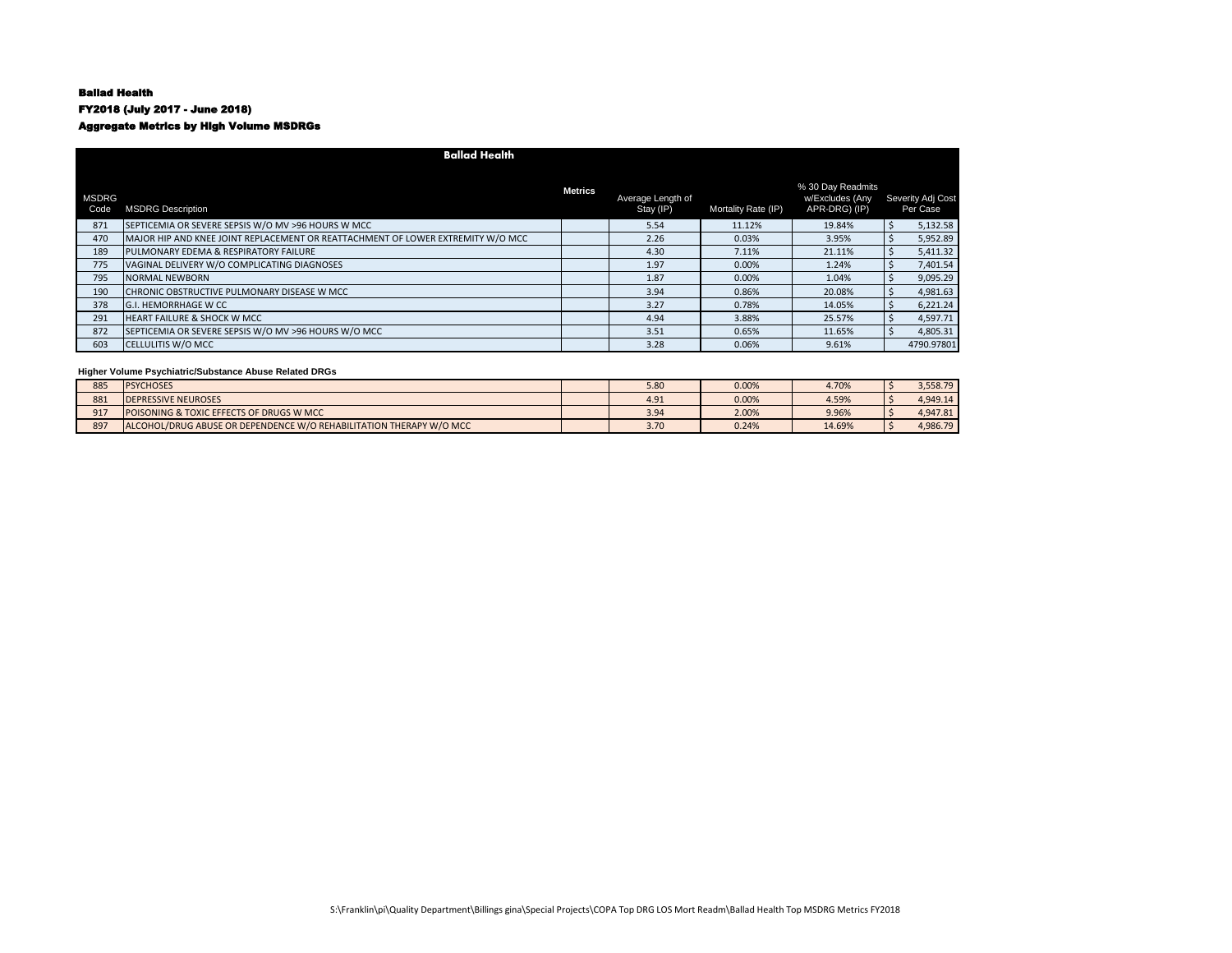**Ballad Health**

**FY2018 (July 2017 - June 2018)**

**Aggregate Metrics by High Volume MSDRGs**

| | **Ballad Health** | | | | | |
|---|---|---|---|---|---|---|
| MSDRG Code | MSDRG Description | Metrics | Average Length of Stay (IP) | Mortality Rate (IP) | % 30 Day Readmits w/Excludes (Any APR-DRG) (IP) | Severity Adj Cost Per Case |
| 871 | SEPTICEMIA OR SEVERE SEPSIS W/O MV >96 HOURS W MCC | | 5.54 | 11.12% | 19.84% | $ 5,132.58 |
| 470 | MAJOR HIP AND KNEE JOINT REPLACEMENT OR REATTACHMENT OF LOWER EXTREMITY W/O MCC | | 2.26 | 0.03% | 3.95% | $ 5,952.89 |
| 189 | PULMONARY EDEMA & RESPIRATORY FAILURE | | 4.30 | 7.11% | 21.11% | $ 5,411.32 |
| 775 | VAGINAL DELIVERY W/O COMPLICATING DIAGNOSES | | 1.97 | 0.00% | 1.24% | $ 7,401.54 |
| 795 | NORMAL NEWBORN | | 1.87 | 0.00% | 1.04% | $ 9,095.29 |
| 190 | CHRONIC OBSTRUCTIVE PULMONARY DISEASE W MCC | | 3.94 | 0.86% | 20.08% | $ 4,981.63 |
| 378 | G.I. HEMORRHAGE W CC | | 3.27 | 0.78% | 14.05% | $ 6,221.24 |
| 291 | HEART FAILURE & SHOCK W MCC | | 4.94 | 3.88% | 25.57% | $ 4,597.71 |
| 872 | SEPTICEMIA OR SEVERE SEPSIS W/O MV >96 HOURS W/O MCC | | 3.51 | 0.65% | 11.65% | $ 4,805.31 |
| 603 | CELLULITIS W/O MCC | | 3.28 | 0.06% | 9.61% | 4790.97801 |

**Higher Volume Psychiatric/Substance Abuse Related DRGs**

| MSDRG Code | MSDRG Description | Metrics | Average Length of Stay (IP) | Mortality Rate (IP) | % 30 Day Readmits w/Excludes (Any APR-DRG) (IP) | Severity Adj Cost Per Case |
|---|---|---|---|---|---|---|
| 885 | PSYCHOSES | | 5.80 | 0.00% | 4.70% | $ 3,558.79 |
| 881 | DEPRESSIVE NEUROSES | | 4.91 | 0.00% | 4.59% | $ 4,949.14 |
| 917 | POISONING & TOXIC EFFECTS OF DRUGS W MCC | | 3.94 | 2.00% | 9.96% | $ 4,947.81 |
| 897 | ALCOHOL/DRUG ABUSE OR DEPENDENCE W/O REHABILITATION THERAPY W/O MCC | | 3.70 | 0.24% | 14.69% | $ 4,986.79 |

S:\Franklin\pi\Quality Department\Billings gina\Special Projects\COPA Top DRG LOS Mort Readm\Ballad Health Top MSDRG Metrics FY2018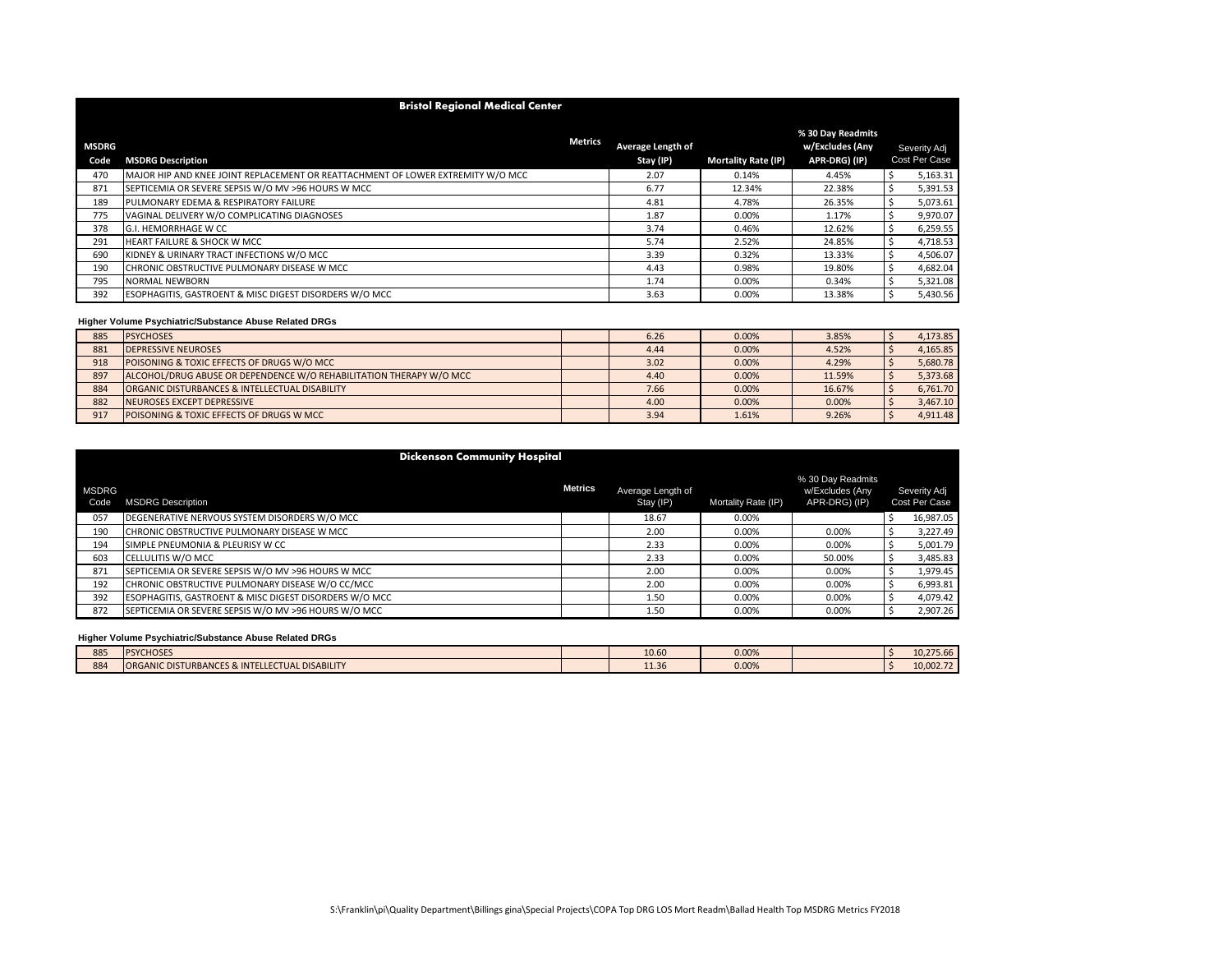## Bristol Regional Medical Center

| MSDRG Code | MSDRG Description | Metrics | Average Length of Stay (IP) | Mortality Rate (IP) | % 30 Day Readmits w/Excludes (Any APR-DRG) (IP) | Severity Adj Cost Per Case |
|---|---|---|---|---|---|---|
| 470 | MAJOR HIP AND KNEE JOINT REPLACEMENT OR REATTACHMENT OF LOWER EXTREMITY W/O MCC | | 2.07 | 0.14% | 4.45% | $ 5,163.31 |
| 871 | SEPTICEMIA OR SEVERE SEPSIS W/O MV >96 HOURS W MCC | | 6.77 | 12.34% | 22.38% | $ 5,391.53 |
| 189 | PULMONARY EDEMA & RESPIRATORY FAILURE | | 4.81 | 4.78% | 26.35% | $ 5,073.61 |
| 775 | VAGINAL DELIVERY W/O COMPLICATING DIAGNOSES | | 1.87 | 0.00% | 1.17% | $ 9,970.07 |
| 378 | G.I. HEMORRHAGE W CC | | 3.74 | 0.46% | 12.62% | $ 6,259.55 |
| 291 | HEART FAILURE & SHOCK W MCC | | 5.74 | 2.52% | 24.85% | $ 4,718.53 |
| 690 | KIDNEY & URINARY TRACT INFECTIONS W/O MCC | | 3.39 | 0.32% | 13.33% | $ 4,506.07 |
| 190 | CHRONIC OBSTRUCTIVE PULMONARY DISEASE W MCC | | 4.43 | 0.98% | 19.80% | $ 4,682.04 |
| 795 | NORMAL NEWBORN | | 1.74 | 0.00% | 0.34% | $ 5,321.08 |
| 392 | ESOPHAGITIS, GASTROENT & MISC DIGEST DISORDERS W/O MCC | | 3.63 | 0.00% | 13.38% | $ 5,430.56 |

**Higher Volume Psychiatric/Substance Abuse Related DRGs**

| MSDRG Code | MSDRG Description | Metrics | Average Length of Stay (IP) | Mortality Rate (IP) | % 30 Day Readmits w/Excludes (Any APR-DRG) (IP) | Severity Adj Cost Per Case |
|---|---|---|---|---|---|---|
| 885 | PSYCHOSES | | 6.26 | 0.00% | 3.85% | $ 4,173.85 |
| 881 | DEPRESSIVE NEUROSES | | 4.44 | 0.00% | 4.52% | $ 4,165.85 |
| 918 | POISONING & TOXIC EFFECTS OF DRUGS W/O MCC | | 3.02 | 0.00% | 4.29% | $ 5,680.78 |
| 897 | ALCOHOL/DRUG ABUSE OR DEPENDENCE W/O REHABILITATION THERAPY W/O MCC | | 4.40 | 0.00% | 11.59% | $ 5,373.68 |
| 884 | ORGANIC DISTURBANCES & INTELLECTUAL DISABILITY | | 7.66 | 0.00% | 16.67% | $ 6,761.70 |
| 882 | NEUROSES EXCEPT DEPRESSIVE | | 4.00 | 0.00% | 0.00% | $ 3,467.10 |
| 917 | POISONING & TOXIC EFFECTS OF DRUGS W MCC | | 3.94 | 1.61% | 9.26% | $ 4,911.48 |

## Dickenson Community Hospital

| MSDRG Code | MSDRG Description | Metrics | Average Length of Stay (IP) | Mortality Rate (IP) | % 30 Day Readmits w/Excludes (Any APR-DRG) (IP) | Severity Adj Cost Per Case |
|---|---|---|---|---|---|---|
| 057 | DEGENERATIVE NERVOUS SYSTEM DISORDERS W/O MCC | | 18.67 | 0.00% | | $ 16,987.05 |
| 190 | CHRONIC OBSTRUCTIVE PULMONARY DISEASE W MCC | | 2.00 | 0.00% | 0.00% | $ 3,227.49 |
| 194 | SIMPLE PNEUMONIA & PLEURISY W CC | | 2.33 | 0.00% | 0.00% | $ 5,001.79 |
| 603 | CELLULITIS W/O MCC | | 2.33 | 0.00% | 50.00% | $ 3,485.83 |
| 871 | SEPTICEMIA OR SEVERE SEPSIS W/O MV >96 HOURS W MCC | | 2.00 | 0.00% | 0.00% | $ 1,979.45 |
| 192 | CHRONIC OBSTRUCTIVE PULMONARY DISEASE W/O CC/MCC | | 2.00 | 0.00% | 0.00% | $ 6,993.81 |
| 392 | ESOPHAGITIS, GASTROENT & MISC DIGEST DISORDERS W/O MCC | | 1.50 | 0.00% | 0.00% | $ 4,079.42 |
| 872 | SEPTICEMIA OR SEVERE SEPSIS W/O MV >96 HOURS W/O MCC | | 1.50 | 0.00% | 0.00% | $ 2,907.26 |

**Higher Volume Psychiatric/Substance Abuse Related DRGs**

| MSDRG Code | MSDRG Description | Metrics | Average Length of Stay (IP) | Mortality Rate (IP) | % 30 Day Readmits w/Excludes (Any APR-DRG) (IP) | Severity Adj Cost Per Case |
|---|---|---|---|---|---|---|
| 885 | PSYCHOSES | | 10.60 | 0.00% | | $ 10,275.66 |
| 884 | ORGANIC DISTURBANCES & INTELLECTUAL DISABILITY | | 11.36 | 0.00% | | $ 10,002.72 |

S:\Franklin\pi\Quality Department\Billings gina\Special Projects\COPA Top DRG LOS Mort Readm\Ballad Health Top MSDRG Metrics FY2018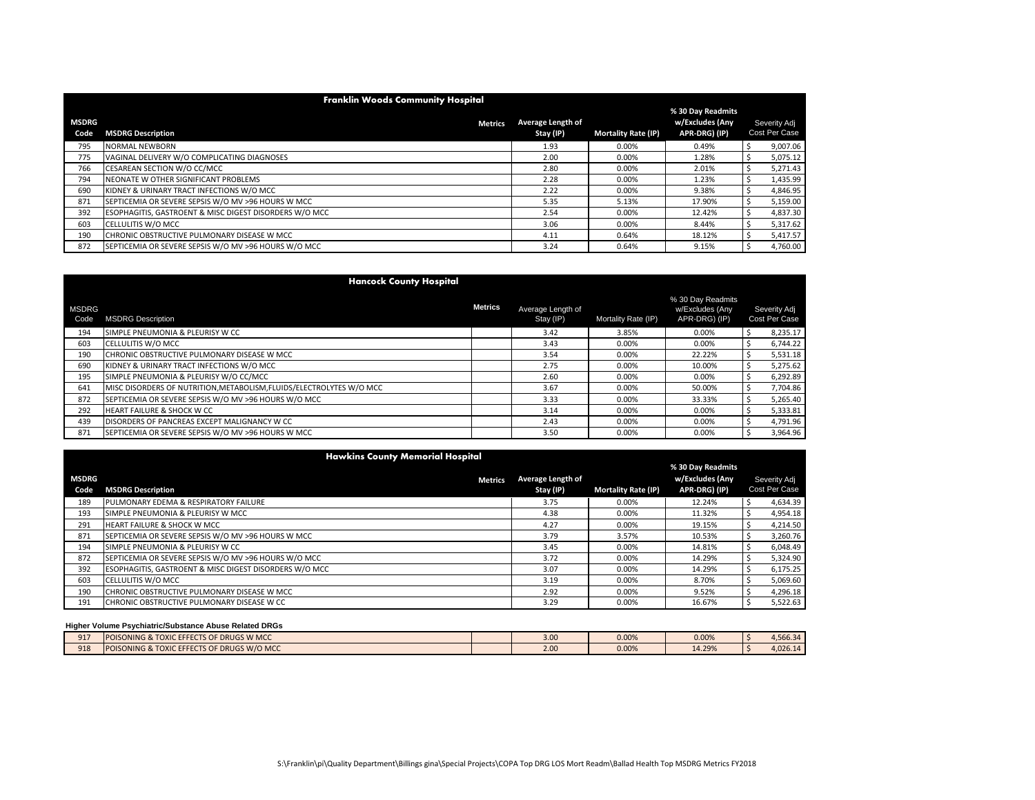## Franklin Woods Community Hospital

| MSDRG Code | MSDRG Description | Metrics | Average Length of Stay (IP) | Mortality Rate (IP) | % 30 Day Readmits w/Excludes (Any APR-DRG) (IP) | Severity Adj Cost Per Case |
|---|---|---|---|---|---|---|
| 795 | NORMAL NEWBORN | | 1.93 | 0.00% | 0.49% | $ 9,007.06 |
| 775 | VAGINAL DELIVERY W/O COMPLICATING DIAGNOSES | | 2.00 | 0.00% | 1.28% | $ 5,075.12 |
| 766 | CESAREAN SECTION W/O CC/MCC | | 2.80 | 0.00% | 2.01% | $ 5,271.43 |
| 794 | NEONATE W OTHER SIGNIFICANT PROBLEMS | | 2.28 | 0.00% | 1.23% | $ 1,435.99 |
| 690 | KIDNEY & URINARY TRACT INFECTIONS W/O MCC | | 2.22 | 0.00% | 9.38% | $ 4,846.95 |
| 871 | SEPTICEMIA OR SEVERE SEPSIS W/O MV >96 HOURS W MCC | | 5.35 | 5.13% | 17.90% | $ 5,159.00 |
| 392 | ESOPHAGITIS, GASTROENT & MISC DIGEST DISORDERS W/O MCC | | 2.54 | 0.00% | 12.42% | $ 4,837.30 |
| 603 | CELLULITIS W/O MCC | | 3.06 | 0.00% | 8.44% | $ 5,317.62 |
| 190 | CHRONIC OBSTRUCTIVE PULMONARY DISEASE W MCC | | 4.11 | 0.64% | 18.12% | $ 5,417.57 |
| 872 | SEPTICEMIA OR SEVERE SEPSIS W/O MV >96 HOURS W/O MCC | | 3.24 | 0.64% | 9.15% | $ 4,760.00 |

## Hancock County Hospital

| MSDRG Code | MSDRG Description | Metrics | Average Length of Stay (IP) | Mortality Rate (IP) | % 30 Day Readmits w/Excludes (Any APR-DRG) (IP) | Severity Adj Cost Per Case |
|---|---|---|---|---|---|---|
| 194 | SIMPLE PNEUMONIA & PLEURISY W CC | | 3.42 | 3.85% | 0.00% | $ 8,235.17 |
| 603 | CELLULITIS W/O MCC | | 3.43 | 0.00% | 0.00% | $ 6,744.22 |
| 190 | CHRONIC OBSTRUCTIVE PULMONARY DISEASE W MCC | | 3.54 | 0.00% | 22.22% | $ 5,531.18 |
| 690 | KIDNEY & URINARY TRACT INFECTIONS W/O MCC | | 2.75 | 0.00% | 10.00% | $ 5,275.62 |
| 195 | SIMPLE PNEUMONIA & PLEURISY W/O CC/MCC | | 2.60 | 0.00% | 0.00% | $ 6,292.89 |
| 641 | MISC DISORDERS OF NUTRITION,METABOLISM,FLUIDS/ELECTROLYTES W/O MCC | | 3.67 | 0.00% | 50.00% | $ 7,704.86 |
| 872 | SEPTICEMIA OR SEVERE SEPSIS W/O MV >96 HOURS W/O MCC | | 3.33 | 0.00% | 33.33% | $ 5,265.40 |
| 292 | HEART FAILURE & SHOCK W CC | | 3.14 | 0.00% | 0.00% | $ 5,333.81 |
| 439 | DISORDERS OF PANCREAS EXCEPT MALIGNANCY W CC | | 2.43 | 0.00% | 0.00% | $ 4,791.96 |
| 871 | SEPTICEMIA OR SEVERE SEPSIS W/O MV >96 HOURS W MCC | | 3.50 | 0.00% | 0.00% | $ 3,964.96 |

## Hawkins County Memorial Hospital

| MSDRG Code | MSDRG Description | Metrics | Average Length of Stay (IP) | Mortality Rate (IP) | % 30 Day Readmits w/Excludes (Any APR-DRG) (IP) | Severity Adj Cost Per Case |
|---|---|---|---|---|---|---|
| 189 | PULMONARY EDEMA & RESPIRATORY FAILURE | | 3.75 | 0.00% | 12.24% | $ 4,634.39 |
| 193 | SIMPLE PNEUMONIA & PLEURISY W MCC | | 4.38 | 0.00% | 11.32% | $ 4,954.18 |
| 291 | HEART FAILURE & SHOCK W MCC | | 4.27 | 0.00% | 19.15% | $ 4,214.50 |
| 871 | SEPTICEMIA OR SEVERE SEPSIS W/O MV >96 HOURS W MCC | | 3.79 | 3.57% | 10.53% | $ 3,260.76 |
| 194 | SIMPLE PNEUMONIA & PLEURISY W CC | | 3.45 | 0.00% | 14.81% | $ 6,048.49 |
| 872 | SEPTICEMIA OR SEVERE SEPSIS W/O MV >96 HOURS W/O MCC | | 3.72 | 0.00% | 14.29% | $ 5,324.90 |
| 392 | ESOPHAGITIS, GASTROENT & MISC DIGEST DISORDERS W/O MCC | | 3.07 | 0.00% | 14.29% | $ 6,175.25 |
| 603 | CELLULITIS W/O MCC | | 3.19 | 0.00% | 8.70% | $ 5,069.60 |
| 190 | CHRONIC OBSTRUCTIVE PULMONARY DISEASE W MCC | | 2.92 | 0.00% | 9.52% | $ 4,296.18 |
| 191 | CHRONIC OBSTRUCTIVE PULMONARY DISEASE W CC | | 3.29 | 0.00% | 16.67% | $ 5,522.63 |

**Higher Volume Psychiatric/Substance Abuse Related DRGs**

| MSDRG Code | MSDRG Description | Metrics | Average Length of Stay (IP) | Mortality Rate (IP) | % 30 Day Readmits w/Excludes (Any APR-DRG) (IP) | Severity Adj Cost Per Case |
|---|---|---|---|---|---|---|
| 917 | POISONING & TOXIC EFFECTS OF DRUGS W MCC | | 3.00 | 0.00% | 0.00% | $ 4,566.34 |
| 918 | POISONING & TOXIC EFFECTS OF DRUGS W/O MCC | | 2.00 | 0.00% | 14.29% | $ 4,026.14 |

S:\Franklin\pi\Quality Department\Billings gina\Special Projects\COPA Top DRG LOS Mort Readm\Ballad Health Top MSDRG Metrics FY2018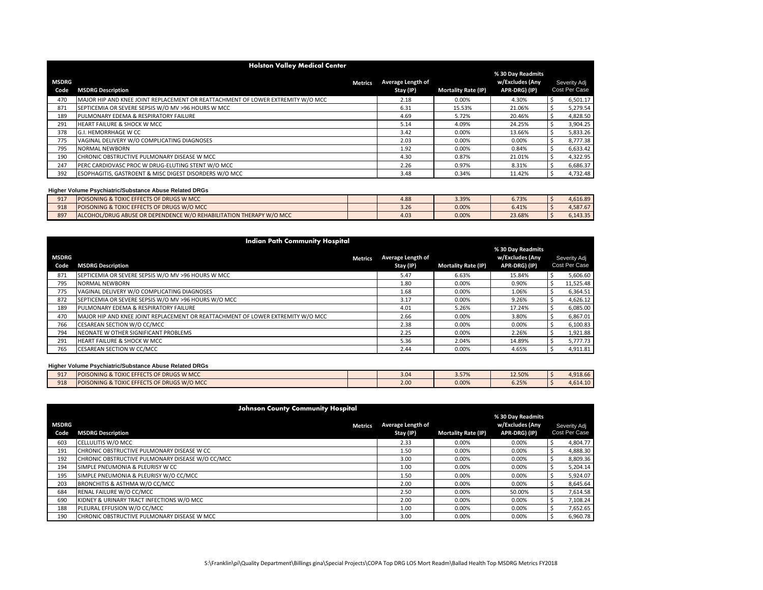## Holston Valley Medical Center

| MSDRG Code | MSDRG Description | Metrics | Average Length of Stay (IP) | Mortality Rate (IP) | % 30 Day Readmits w/Excludes (Any APR-DRG) (IP) | Severity Adj Cost Per Case |
|---|---|---|---|---|---|---|
| 470 | MAJOR HIP AND KNEE JOINT REPLACEMENT OR REATTACHMENT OF LOWER EXTREMITY W/O MCC | | 2.18 | 0.00% | 4.30% | $ 6,501.17 |
| 871 | SEPTICEMIA OR SEVERE SEPSIS W/O MV >96 HOURS W MCC | | 6.31 | 15.53% | 21.06% | $ 5,279.54 |
| 189 | PULMONARY EDEMA & RESPIRATORY FAILURE | | 4.69 | 5.72% | 20.46% | $ 4,828.50 |
| 291 | HEART FAILURE & SHOCK W MCC | | 5.14 | 4.09% | 24.25% | $ 3,904.25 |
| 378 | G.I. HEMORRHAGE W CC | | 3.42 | 0.00% | 13.66% | $ 5,833.26 |
| 775 | VAGINAL DELIVERY W/O COMPLICATING DIAGNOSES | | 2.03 | 0.00% | 0.00% | $ 8,777.38 |
| 795 | NORMAL NEWBORN | | 1.92 | 0.00% | 0.84% | $ 6,633.42 |
| 190 | CHRONIC OBSTRUCTIVE PULMONARY DISEASE W MCC | | 4.30 | 0.87% | 21.01% | $ 4,322.95 |
| 247 | PERC CARDIOVASC PROC W DRUG-ELUTING STENT W/O MCC | | 2.26 | 0.97% | 8.31% | $ 6,686.37 |
| 392 | ESOPHAGITIS, GASTROENT & MISC DIGEST DISORDERS W/O MCC | | 3.48 | 0.34% | 11.42% | $ 4,732.48 |

**Higher Volume Psychiatric/Substance Abuse Related DRGs**

| MSDRG Code | MSDRG Description | Metrics | Average Length of Stay (IP) | Mortality Rate (IP) | % 30 Day Readmits w/Excludes (Any APR-DRG) (IP) | Severity Adj Cost Per Case |
|---|---|---|---|---|---|---|
| 917 | POISONING & TOXIC EFFECTS OF DRUGS W MCC | | 4.88 | 3.39% | 6.73% | $ 4,616.89 |
| 918 | POISONING & TOXIC EFFECTS OF DRUGS W/O MCC | | 3.26 | 0.00% | 6.41% | $ 4,587.67 |
| 897 | ALCOHOL/DRUG ABUSE OR DEPENDENCE W/O REHABILITATION THERAPY W/O MCC | | 4.03 | 0.00% | 23.68% | $ 6,143.35 |

## Indian Path Community Hospital

| MSDRG Code | MSDRG Description | Metrics | Average Length of Stay (IP) | Mortality Rate (IP) | % 30 Day Readmits w/Excludes (Any APR-DRG) (IP) | Severity Adj Cost Per Case |
|---|---|---|---|---|---|---|
| 871 | SEPTICEMIA OR SEVERE SEPSIS W/O MV >96 HOURS W MCC | | 5.47 | 6.63% | 15.84% | $ 5,606.60 |
| 795 | NORMAL NEWBORN | | 1.80 | 0.00% | 0.90% | $ 11,525.48 |
| 775 | VAGINAL DELIVERY W/O COMPLICATING DIAGNOSES | | 1.68 | 0.00% | 1.06% | $ 6,364.51 |
| 872 | SEPTICEMIA OR SEVERE SEPSIS W/O MV >96 HOURS W/O MCC | | 3.17 | 0.00% | 9.26% | $ 4,626.12 |
| 189 | PULMONARY EDEMA & RESPIRATORY FAILURE | | 4.01 | 5.26% | 17.24% | $ 6,085.00 |
| 470 | MAJOR HIP AND KNEE JOINT REPLACEMENT OR REATTACHMENT OF LOWER EXTREMITY W/O MCC | | 2.66 | 0.00% | 3.80% | $ 6,867.01 |
| 766 | CESAREAN SECTION W/O CC/MCC | | 2.38 | 0.00% | 0.00% | $ 6,100.83 |
| 794 | NEONATE W OTHER SIGNIFICANT PROBLEMS | | 2.25 | 0.00% | 2.26% | $ 1,921.88 |
| 291 | HEART FAILURE & SHOCK W MCC | | 5.36 | 2.04% | 14.89% | $ 5,777.73 |
| 765 | CESAREAN SECTION W CC/MCC | | 2.44 | 0.00% | 4.65% | $ 4,911.81 |

**Higher Volume Psychiatric/Substance Abuse Related DRGs**

| MSDRG Code | MSDRG Description | Metrics | Average Length of Stay (IP) | Mortality Rate (IP) | % 30 Day Readmits w/Excludes (Any APR-DRG) (IP) | Severity Adj Cost Per Case |
|---|---|---|---|---|---|---|
| 917 | POISONING & TOXIC EFFECTS OF DRUGS W MCC | | 3.04 | 3.57% | 12.50% | $ 4,918.66 |
| 918 | POISONING & TOXIC EFFECTS OF DRUGS W/O MCC | | 2.00 | 0.00% | 6.25% | $ 4,614.10 |

## Johnson County Community Hospital

| MSDRG Code | MSDRG Description | Metrics | Average Length of Stay (IP) | Mortality Rate (IP) | % 30 Day Readmits w/Excludes (Any APR-DRG) (IP) | Severity Adj Cost Per Case |
|---|---|---|---|---|---|---|
| 603 | CELLULITIS W/O MCC | | 2.33 | 0.00% | 0.00% | $ 4,804.77 |
| 191 | CHRONIC OBSTRUCTIVE PULMONARY DISEASE W CC | | 1.50 | 0.00% | 0.00% | $ 4,888.30 |
| 192 | CHRONIC OBSTRUCTIVE PULMONARY DISEASE W/O CC/MCC | | 3.00 | 0.00% | 0.00% | $ 8,809.36 |
| 194 | SIMPLE PNEUMONIA & PLEURISY W CC | | 1.00 | 0.00% | 0.00% | $ 5,204.14 |
| 195 | SIMPLE PNEUMONIA & PLEURISY W/O CC/MCC | | 1.50 | 0.00% | 0.00% | $ 5,924.07 |
| 203 | BRONCHITIS & ASTHMA W/O CC/MCC | | 2.00 | 0.00% | 0.00% | $ 8,645.64 |
| 684 | RENAL FAILURE W/O CC/MCC | | 2.50 | 0.00% | 50.00% | $ 7,614.58 |
| 690 | KIDNEY & URINARY TRACT INFECTIONS W/O MCC | | 2.00 | 0.00% | 0.00% | $ 7,108.24 |
| 188 | PLEURAL EFFUSION W/O CC/MCC | | 1.00 | 0.00% | 0.00% | $ 7,652.65 |
| 190 | CHRONIC OBSTRUCTIVE PULMONARY DISEASE W MCC | | 3.00 | 0.00% | 0.00% | $ 6,960.78 |

S:\Franklin\pi\Quality Department\Billings gina\Special Projects\COPA Top DRG LOS Mort Readm\Ballad Health Top MSDRG Metrics FY2018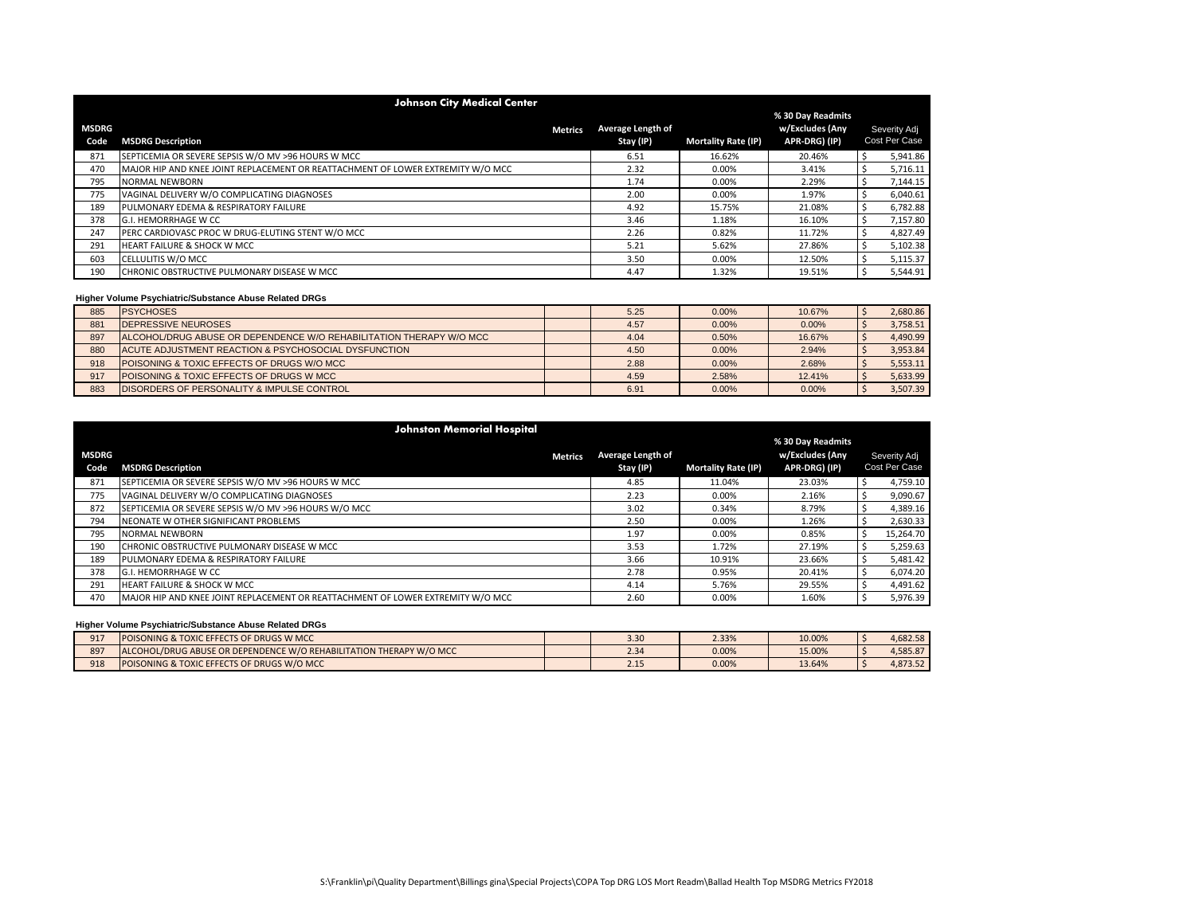## Johnson City Medical Center

| MSDRG Code | MSDRG Description | Metrics | Average Length of Stay (IP) | Mortality Rate (IP) | % 30 Day Readmits w/Excludes (Any APR-DRG) (IP) | Severity Adj Cost Per Case |
|---|---|---|---|---|---|---|
| 871 | SEPTICEMIA OR SEVERE SEPSIS W/O MV >96 HOURS W MCC | | 6.51 | 16.62% | 20.46% | $ 5,941.86 |
| 470 | MAJOR HIP AND KNEE JOINT REPLACEMENT OR REATTACHMENT OF LOWER EXTREMITY W/O MCC | | 2.32 | 0.00% | 3.41% | $ 5,716.11 |
| 795 | NORMAL NEWBORN | | 1.74 | 0.00% | 2.29% | $ 7,144.15 |
| 775 | VAGINAL DELIVERY W/O COMPLICATING DIAGNOSES | | 2.00 | 0.00% | 1.97% | $ 6,040.61 |
| 189 | PULMONARY EDEMA & RESPIRATORY FAILURE | | 4.92 | 15.75% | 21.08% | $ 6,782.88 |
| 378 | G.I. HEMORRHAGE W CC | | 3.46 | 1.18% | 16.10% | $ 7,157.80 |
| 247 | PERC CARDIOVASC PROC W DRUG-ELUTING STENT W/O MCC | | 2.26 | 0.82% | 11.72% | $ 4,827.49 |
| 291 | HEART FAILURE & SHOCK W MCC | | 5.21 | 5.62% | 27.86% | $ 5,102.38 |
| 603 | CELLULITIS W/O MCC | | 3.50 | 0.00% | 12.50% | $ 5,115.37 |
| 190 | CHRONIC OBSTRUCTIVE PULMONARY DISEASE W MCC | | 4.47 | 1.32% | 19.51% | $ 5,544.91 |

**Higher Volume Psychiatric/Substance Abuse Related DRGs**

| MSDRG Code | MSDRG Description | Metrics | Average Length of Stay (IP) | Mortality Rate (IP) | % 30 Day Readmits w/Excludes (Any APR-DRG) (IP) | Severity Adj Cost Per Case |
|---|---|---|---|---|---|---|
| 885 | PSYCHOSES | | 5.25 | 0.00% | 10.67% | $ 2,680.86 |
| 881 | DEPRESSIVE NEUROSES | | 4.57 | 0.00% | 0.00% | $ 3,758.51 |
| 897 | ALCOHOL/DRUG ABUSE OR DEPENDENCE W/O REHABILITATION THERAPY W/O MCC | | 4.04 | 0.50% | 16.67% | $ 4,490.99 |
| 880 | ACUTE ADJUSTMENT REACTION & PSYCHOSOCIAL DYSFUNCTION | | 4.50 | 0.00% | 2.94% | $ 3,953.84 |
| 918 | POISONING & TOXIC EFFECTS OF DRUGS W/O MCC | | 2.88 | 0.00% | 2.68% | $ 5,553.11 |
| 917 | POISONING & TOXIC EFFECTS OF DRUGS W MCC | | 4.59 | 2.58% | 12.41% | $ 5,633.99 |
| 883 | DISORDERS OF PERSONALITY & IMPULSE CONTROL | | 6.91 | 0.00% | 0.00% | $ 3,507.39 |

## Johnston Memorial Hospital

| MSDRG Code | MSDRG Description | Metrics | Average Length of Stay (IP) | Mortality Rate (IP) | % 30 Day Readmits w/Excludes (Any APR-DRG) (IP) | Severity Adj Cost Per Case |
|---|---|---|---|---|---|---|
| 871 | SEPTICEMIA OR SEVERE SEPSIS W/O MV >96 HOURS W MCC | | 4.85 | 11.04% | 23.03% | $ 4,759.10 |
| 775 | VAGINAL DELIVERY W/O COMPLICATING DIAGNOSES | | 2.23 | 0.00% | 2.16% | $ 9,090.67 |
| 872 | SEPTICEMIA OR SEVERE SEPSIS W/O MV >96 HOURS W/O MCC | | 3.02 | 0.34% | 8.79% | $ 4,389.16 |
| 794 | NEONATE W OTHER SIGNIFICANT PROBLEMS | | 2.50 | 0.00% | 1.26% | $ 2,630.33 |
| 795 | NORMAL NEWBORN | | 1.97 | 0.00% | 0.85% | $ 15,264.70 |
| 190 | CHRONIC OBSTRUCTIVE PULMONARY DISEASE W MCC | | 3.53 | 1.72% | 27.19% | $ 5,259.63 |
| 189 | PULMONARY EDEMA & RESPIRATORY FAILURE | | 3.66 | 10.91% | 23.66% | $ 5,481.42 |
| 378 | G.I. HEMORRHAGE W CC | | 2.78 | 0.95% | 20.41% | $ 6,074.20 |
| 291 | HEART FAILURE & SHOCK W MCC | | 4.14 | 5.76% | 29.55% | $ 4,491.62 |
| 470 | MAJOR HIP AND KNEE JOINT REPLACEMENT OR REATTACHMENT OF LOWER EXTREMITY W/O MCC | | 2.60 | 0.00% | 1.60% | $ 5,976.39 |

**Higher Volume Psychiatric/Substance Abuse Related DRGs**

| MSDRG Code | MSDRG Description | Metrics | Average Length of Stay (IP) | Mortality Rate (IP) | % 30 Day Readmits w/Excludes (Any APR-DRG) (IP) | Severity Adj Cost Per Case |
|---|---|---|---|---|---|---|
| 917 | POISONING & TOXIC EFFECTS OF DRUGS W MCC | | 3.30 | 2.33% | 10.00% | $ 4,682.58 |
| 897 | ALCOHOL/DRUG ABUSE OR DEPENDENCE W/O REHABILITATION THERAPY W/O MCC | | 2.34 | 0.00% | 15.00% | $ 4,585.87 |
| 918 | POISONING & TOXIC EFFECTS OF DRUGS W/O MCC | | 2.15 | 0.00% | 13.64% | $ 4,873.52 |

S:\Franklin\pi\Quality Department\Billings gina\Special Projects\COPA Top DRG LOS Mort Readm\Ballad Health Top MSDRG Metrics FY2018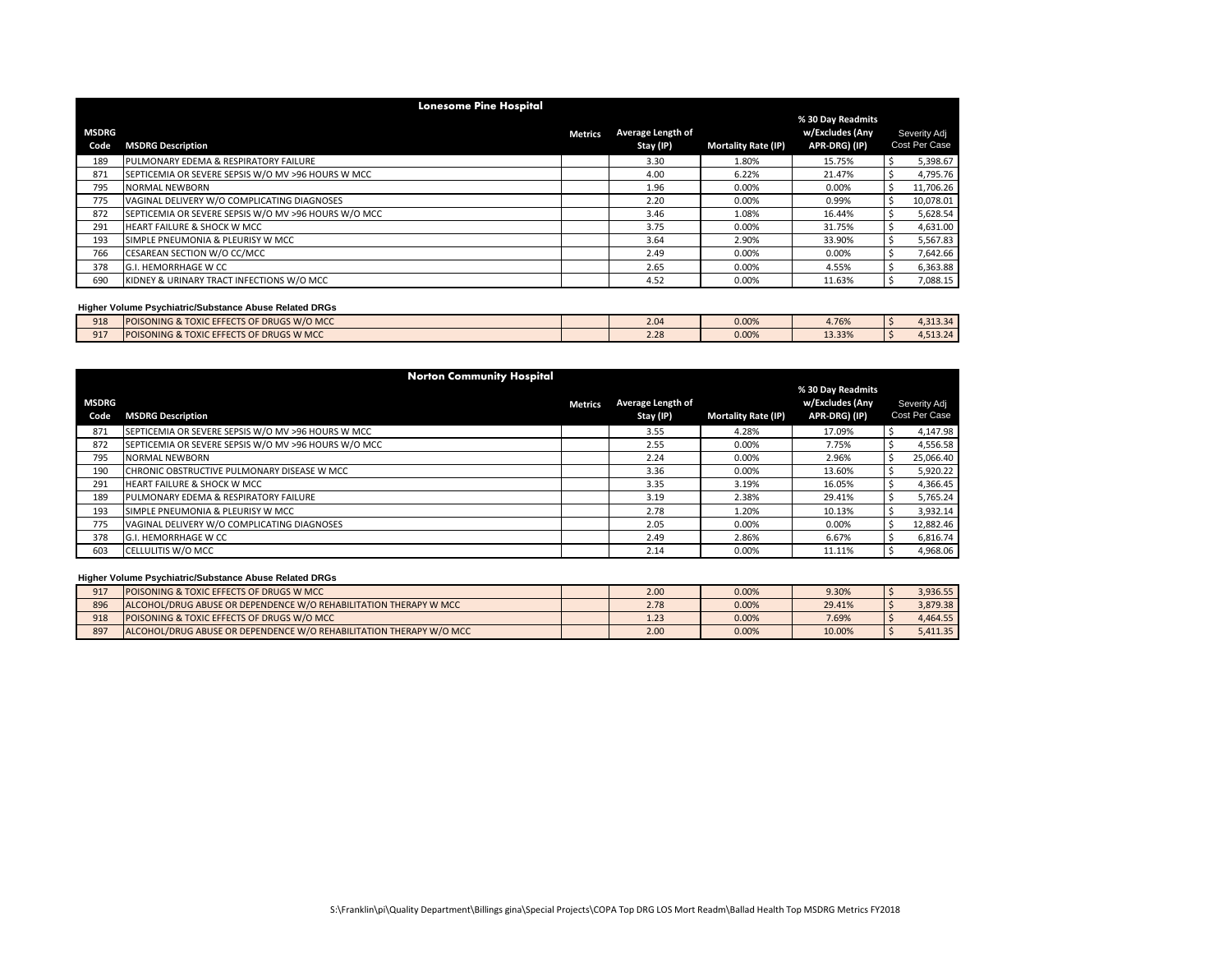## Lonesome Pine Hospital

| MSDRG Code | MSDRG Description | Metrics | Average Length of Stay (IP) | Mortality Rate (IP) | % 30 Day Readmits w/Excludes (Any APR-DRG) (IP) | Severity Adj Cost Per Case |
|---|---|---|---|---|---|---|
| 189 | PULMONARY EDEMA & RESPIRATORY FAILURE | | 3.30 | 1.80% | 15.75% | $ 5,398.67 |
| 871 | SEPTICEMIA OR SEVERE SEPSIS W/O MV >96 HOURS W MCC | | 4.00 | 6.22% | 21.47% | $ 4,795.76 |
| 795 | NORMAL NEWBORN | | 1.96 | 0.00% | 0.00% | $ 11,706.26 |
| 775 | VAGINAL DELIVERY W/O COMPLICATING DIAGNOSES | | 2.20 | 0.00% | 0.99% | $ 10,078.01 |
| 872 | SEPTICEMIA OR SEVERE SEPSIS W/O MV >96 HOURS W/O MCC | | 3.46 | 1.08% | 16.44% | $ 5,628.54 |
| 291 | HEART FAILURE & SHOCK W MCC | | 3.75 | 0.00% | 31.75% | $ 4,631.00 |
| 193 | SIMPLE PNEUMONIA & PLEURISY W MCC | | 3.64 | 2.90% | 33.90% | $ 5,567.83 |
| 766 | CESAREAN SECTION W/O CC/MCC | | 2.49 | 0.00% | 0.00% | $ 7,642.66 |
| 378 | G.I. HEMORRHAGE W CC | | 2.65 | 0.00% | 4.55% | $ 6,363.88 |
| 690 | KIDNEY & URINARY TRACT INFECTIONS W/O MCC | | 4.52 | 0.00% | 11.63% | $ 7,088.15 |

**Higher Volume Psychiatric/Substance Abuse Related DRGs**

| MSDRG Code | MSDRG Description | Metrics | Average Length of Stay (IP) | Mortality Rate (IP) | % 30 Day Readmits w/Excludes (Any APR-DRG) (IP) | Severity Adj Cost Per Case |
|---|---|---|---|---|---|---|
| 918 | POISONING & TOXIC EFFECTS OF DRUGS W/O MCC | | 2.04 | 0.00% | 4.76% | $ 4,313.34 |
| 917 | POISONING & TOXIC EFFECTS OF DRUGS W MCC | | 2.28 | 0.00% | 13.33% | $ 4,513.24 |

## Norton Community Hospital

| MSDRG Code | MSDRG Description | Metrics | Average Length of Stay (IP) | Mortality Rate (IP) | % 30 Day Readmits w/Excludes (Any APR-DRG) (IP) | Severity Adj Cost Per Case |
|---|---|---|---|---|---|---|
| 871 | SEPTICEMIA OR SEVERE SEPSIS W/O MV >96 HOURS W MCC | | 3.55 | 4.28% | 17.09% | $ 4,147.98 |
| 872 | SEPTICEMIA OR SEVERE SEPSIS W/O MV >96 HOURS W/O MCC | | 2.55 | 0.00% | 7.75% | $ 4,556.58 |
| 795 | NORMAL NEWBORN | | 2.24 | 0.00% | 2.96% | $ 25,066.40 |
| 190 | CHRONIC OBSTRUCTIVE PULMONARY DISEASE W MCC | | 3.36 | 0.00% | 13.60% | $ 5,920.22 |
| 291 | HEART FAILURE & SHOCK W MCC | | 3.35 | 3.19% | 16.05% | $ 4,366.45 |
| 189 | PULMONARY EDEMA & RESPIRATORY FAILURE | | 3.19 | 2.38% | 29.41% | $ 5,765.24 |
| 193 | SIMPLE PNEUMONIA & PLEURISY W MCC | | 2.78 | 1.20% | 10.13% | $ 3,932.14 |
| 775 | VAGINAL DELIVERY W/O COMPLICATING DIAGNOSES | | 2.05 | 0.00% | 0.00% | $ 12,882.46 |
| 378 | G.I. HEMORRHAGE W CC | | 2.49 | 2.86% | 6.67% | $ 6,816.74 |
| 603 | CELLULITIS W/O MCC | | 2.14 | 0.00% | 11.11% | $ 4,968.06 |

**Higher Volume Psychiatric/Substance Abuse Related DRGs**

| MSDRG Code | MSDRG Description | Metrics | Average Length of Stay (IP) | Mortality Rate (IP) | % 30 Day Readmits w/Excludes (Any APR-DRG) (IP) | Severity Adj Cost Per Case |
|---|---|---|---|---|---|---|
| 917 | POISONING & TOXIC EFFECTS OF DRUGS W MCC | | 2.00 | 0.00% | 9.30% | $ 3,936.55 |
| 896 | ALCOHOL/DRUG ABUSE OR DEPENDENCE W/O REHABILITATION THERAPY W MCC | | 2.78 | 0.00% | 29.41% | $ 3,879.38 |
| 918 | POISONING & TOXIC EFFECTS OF DRUGS W/O MCC | | 1.23 | 0.00% | 7.69% | $ 4,464.55 |
| 897 | ALCOHOL/DRUG ABUSE OR DEPENDENCE W/O REHABILITATION THERAPY W/O MCC | | 2.00 | 0.00% | 10.00% | $ 5,411.35 |

S:\Franklin\pi\Quality Department\Billings gina\Special Projects\COPA Top DRG LOS Mort Readm\Ballad Health Top MSDRG Metrics FY2018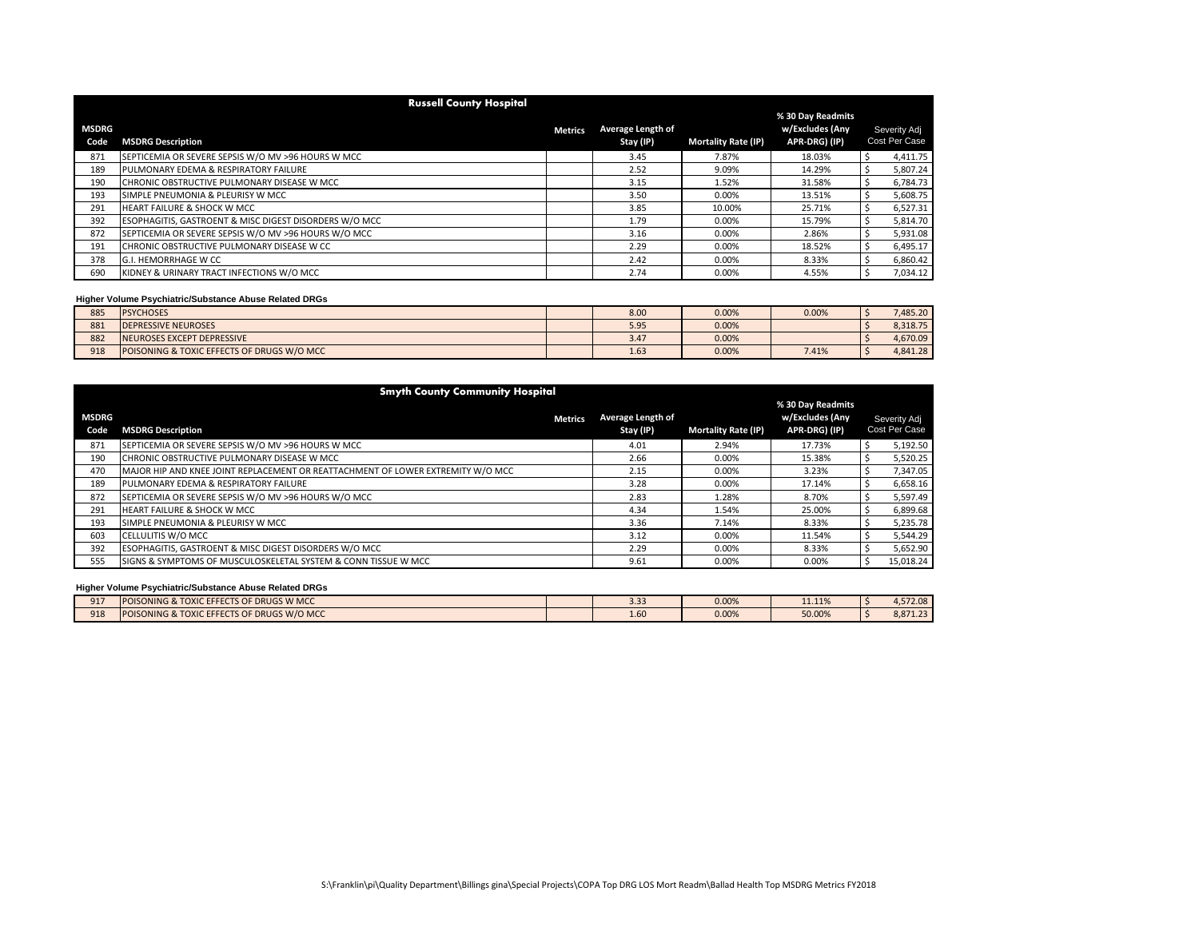## Russell County Hospital

| MSDRG Code | MSDRG Description | Metrics | Average Length of Stay (IP) | Mortality Rate (IP) | % 30 Day Readmits w/Excludes (Any APR-DRG) (IP) | Severity Adj Cost Per Case |
|---|---|---|---|---|---|---|
| 871 | SEPTICEMIA OR SEVERE SEPSIS W/O MV >96 HOURS W MCC | | 3.45 | 7.87% | 18.03% | $ 4,411.75 |
| 189 | PULMONARY EDEMA & RESPIRATORY FAILURE | | 2.52 | 9.09% | 14.29% | $ 5,807.24 |
| 190 | CHRONIC OBSTRUCTIVE PULMONARY DISEASE W MCC | | 3.15 | 1.52% | 31.58% | $ 6,784.73 |
| 193 | SIMPLE PNEUMONIA & PLEURISY W MCC | | 3.50 | 0.00% | 13.51% | $ 5,608.75 |
| 291 | HEART FAILURE & SHOCK W MCC | | 3.85 | 10.00% | 25.71% | $ 6,527.31 |
| 392 | ESOPHAGITIS, GASTROENT & MISC DIGEST DISORDERS W/O MCC | | 1.79 | 0.00% | 15.79% | $ 5,814.70 |
| 872 | SEPTICEMIA OR SEVERE SEPSIS W/O MV >96 HOURS W/O MCC | | 3.16 | 0.00% | 2.86% | $ 5,931.08 |
| 191 | CHRONIC OBSTRUCTIVE PULMONARY DISEASE W CC | | 2.29 | 0.00% | 18.52% | $ 6,495.17 |
| 378 | G.I. HEMORRHAGE W CC | | 2.42 | 0.00% | 8.33% | $ 6,860.42 |
| 690 | KIDNEY & URINARY TRACT INFECTIONS W/O MCC | | 2.74 | 0.00% | 4.55% | $ 7,034.12 |

**Higher Volume Psychiatric/Substance Abuse Related DRGs**

| MSDRG Code | MSDRG Description | Metrics | Average Length of Stay (IP) | Mortality Rate (IP) | % 30 Day Readmits w/Excludes (Any APR-DRG) (IP) | Severity Adj Cost Per Case |
|---|---|---|---|---|---|---|
| 885 | PSYCHOSES | | 8.00 | 0.00% | 0.00% | $ 7,485.20 |
| 881 | DEPRESSIVE NEUROSES | | 5.95 | 0.00% | | $ 8,318.75 |
| 882 | NEUROSES EXCEPT DEPRESSIVE | | 3.47 | 0.00% | | $ 4,670.09 |
| 918 | POISONING & TOXIC EFFECTS OF DRUGS W/O MCC | | 1.63 | 0.00% | 7.41% | $ 4,841.28 |

## Smyth County Community Hospital

| MSDRG Code | MSDRG Description | Metrics | Average Length of Stay (IP) | Mortality Rate (IP) | % 30 Day Readmits w/Excludes (Any APR-DRG) (IP) | Severity Adj Cost Per Case |
|---|---|---|---|---|---|---|
| 871 | SEPTICEMIA OR SEVERE SEPSIS W/O MV >96 HOURS W MCC | | 4.01 | 2.94% | 17.73% | $ 5,192.50 |
| 190 | CHRONIC OBSTRUCTIVE PULMONARY DISEASE W MCC | | 2.66 | 0.00% | 15.38% | $ 5,520.25 |
| 470 | MAJOR HIP AND KNEE JOINT REPLACEMENT OR REATTACHMENT OF LOWER EXTREMITY W/O MCC | | 2.15 | 0.00% | 3.23% | $ 7,347.05 |
| 189 | PULMONARY EDEMA & RESPIRATORY FAILURE | | 3.28 | 0.00% | 17.14% | $ 6,658.16 |
| 872 | SEPTICEMIA OR SEVERE SEPSIS W/O MV >96 HOURS W/O MCC | | 2.83 | 1.28% | 8.70% | $ 5,597.49 |
| 291 | HEART FAILURE & SHOCK W MCC | | 4.34 | 1.54% | 25.00% | $ 6,899.68 |
| 193 | SIMPLE PNEUMONIA & PLEURISY W MCC | | 3.36 | 7.14% | 8.33% | $ 5,235.78 |
| 603 | CELLULITIS W/O MCC | | 3.12 | 0.00% | 11.54% | $ 5,544.29 |
| 392 | ESOPHAGITIS, GASTROENT & MISC DIGEST DISORDERS W/O MCC | | 2.29 | 0.00% | 8.33% | $ 5,652.90 |
| 555 | SIGNS & SYMPTOMS OF MUSCULOSKELETAL SYSTEM & CONN TISSUE W MCC | | 9.61 | 0.00% | 0.00% | $ 15,018.24 |

**Higher Volume Psychiatric/Substance Abuse Related DRGs**

| MSDRG Code | MSDRG Description | Metrics | Average Length of Stay (IP) | Mortality Rate (IP) | % 30 Day Readmits w/Excludes (Any APR-DRG) (IP) | Severity Adj Cost Per Case |
|---|---|---|---|---|---|---|
| 917 | POISONING & TOXIC EFFECTS OF DRUGS W MCC | | 3.33 | 0.00% | 11.11% | $ 4,572.08 |
| 918 | POISONING & TOXIC EFFECTS OF DRUGS W/O MCC | | 1.60 | 0.00% | 50.00% | $ 8,871.23 |

S:\Franklin\pi\Quality Department\Billings gina\Special Projects\COPA Top DRG LOS Mort Readm\Ballad Health Top MSDRG Metrics FY2018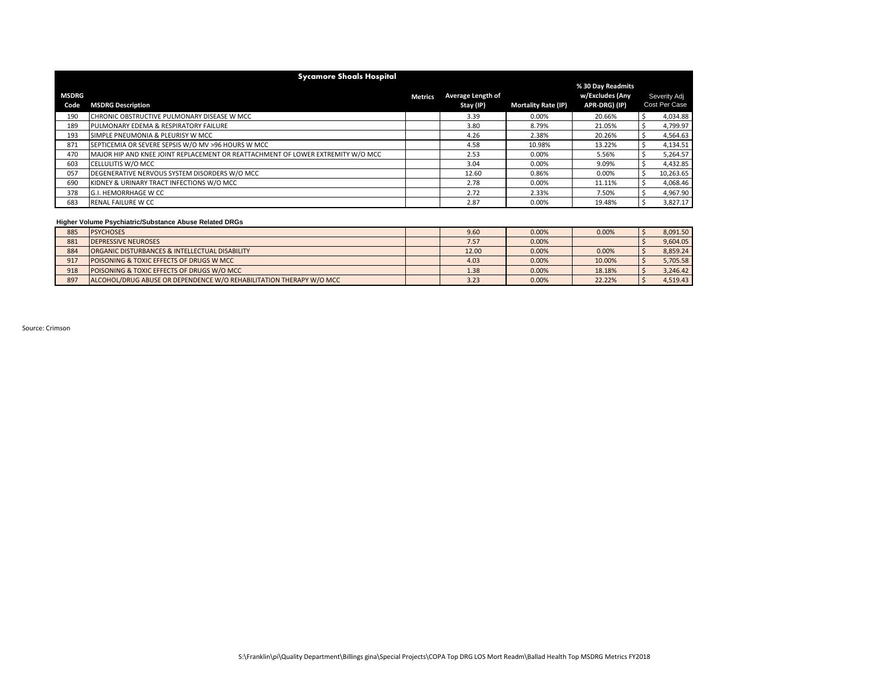## Sycamore Shoals Hospital

| MSDRG Code | MSDRG Description | Metrics | Average Length of Stay (IP) | Mortality Rate (IP) | % 30 Day Readmits w/Excludes (Any APR-DRG) (IP) | Severity Adj Cost Per Case |
|---|---|---|---|---|---|---|
| 190 | CHRONIC OBSTRUCTIVE PULMONARY DISEASE W MCC | | 3.39 | 0.00% | 20.66% | $ 4,034.88 |
| 189 | PULMONARY EDEMA & RESPIRATORY FAILURE | | 3.80 | 8.79% | 21.05% | $ 4,799.97 |
| 193 | SIMPLE PNEUMONIA & PLEURISY W MCC | | 4.26 | 2.38% | 20.26% | $ 4,564.63 |
| 871 | SEPTICEMIA OR SEVERE SEPSIS W/O MV >96 HOURS W MCC | | 4.58 | 10.98% | 13.22% | $ 4,134.51 |
| 470 | MAJOR HIP AND KNEE JOINT REPLACEMENT OR REATTACHMENT OF LOWER EXTREMITY W/O MCC | | 2.53 | 0.00% | 5.56% | $ 5,264.57 |
| 603 | CELLULITIS W/O MCC | | 3.04 | 0.00% | 9.09% | $ 4,432.85 |
| 057 | DEGENERATIVE NERVOUS SYSTEM DISORDERS W/O MCC | | 12.60 | 0.86% | 0.00% | $ 10,263.65 |
| 690 | KIDNEY & URINARY TRACT INFECTIONS W/O MCC | | 2.78 | 0.00% | 11.11% | $ 4,068.46 |
| 378 | G.I. HEMORRHAGE W CC | | 2.72 | 2.33% | 7.50% | $ 4,967.90 |
| 683 | RENAL FAILURE W CC | | 2.87 | 0.00% | 19.48% | $ 3,827.17 |

**Higher Volume Psychiatric/Substance Abuse Related DRGs**

| MSDRG Code | MSDRG Description | Metrics | Average Length of Stay (IP) | Mortality Rate (IP) | % 30 Day Readmits w/Excludes (Any APR-DRG) (IP) | Severity Adj Cost Per Case |
|---|---|---|---|---|---|---|
| 885 | PSYCHOSES | | 9.60 | 0.00% | 0.00% | $ 8,091.50 |
| 881 | DEPRESSIVE NEUROSES | | 7.57 | 0.00% | | $ 9,604.05 |
| 884 | ORGANIC DISTURBANCES & INTELLECTUAL DISABILITY | | 12.00 | 0.00% | 0.00% | $ 8,859.24 |
| 917 | POISONING & TOXIC EFFECTS OF DRUGS W MCC | | 4.03 | 0.00% | 10.00% | $ 5,705.58 |
| 918 | POISONING & TOXIC EFFECTS OF DRUGS W/O MCC | | 1.38 | 0.00% | 18.18% | $ 3,246.42 |
| 897 | ALCOHOL/DRUG ABUSE OR DEPENDENCE W/O REHABILITATION THERAPY W/O MCC | | 3.23 | 0.00% | 22.22% | $ 4,519.43 |

Source: Crimson

S:\Franklin\pi\Quality Department\Billings gina\Special Projects\COPA Top DRG LOS Mort Readm\Ballad Health Top MSDRG Metrics FY2018